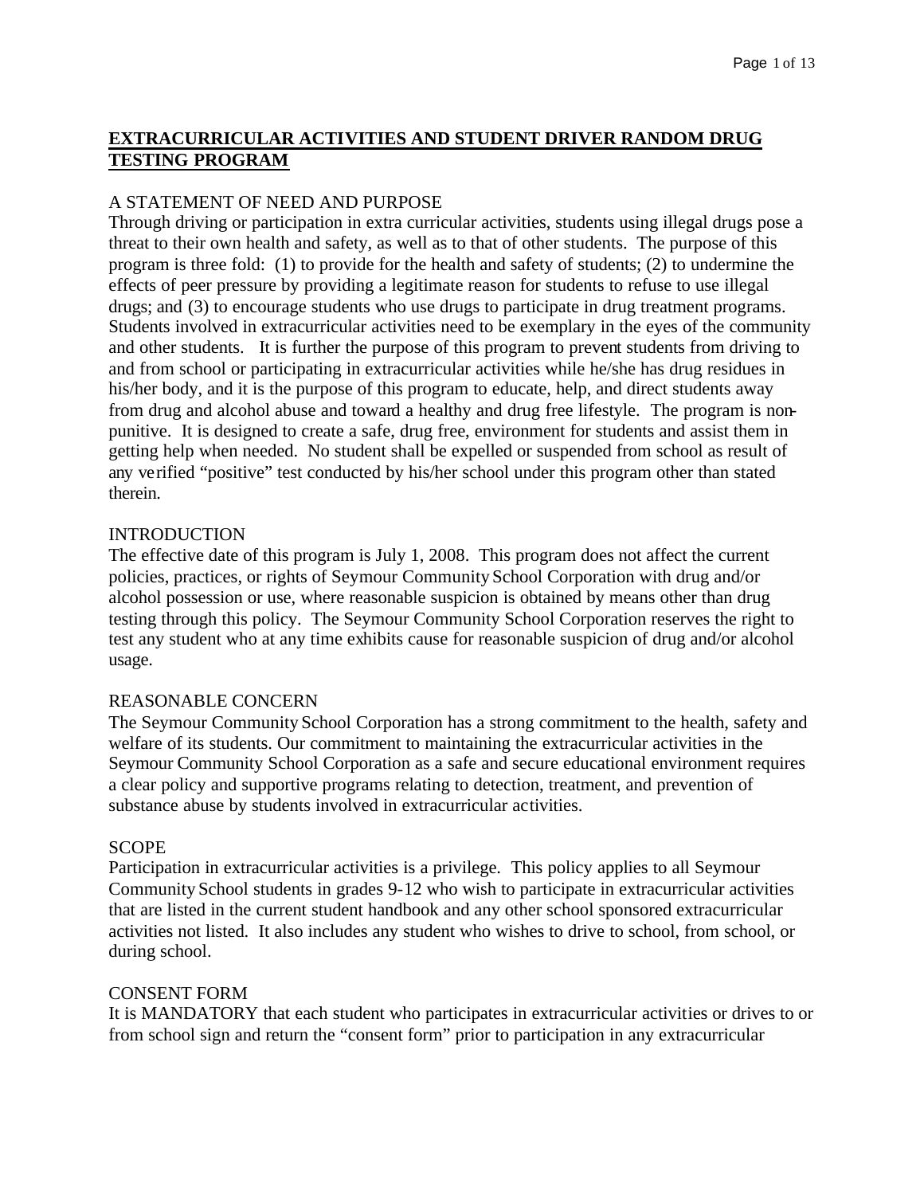## **EXTRACURRICULAR ACTIVITIES AND STUDENT DRIVER RANDOM DRUG TESTING PROGRAM**

### A STATEMENT OF NEED AND PURPOSE

Through driving or participation in extra curricular activities, students using illegal drugs pose a threat to their own health and safety, as well as to that of other students. The purpose of this program is three fold: (1) to provide for the health and safety of students; (2) to undermine the effects of peer pressure by providing a legitimate reason for students to refuse to use illegal drugs; and (3) to encourage students who use drugs to participate in drug treatment programs. Students involved in extracurricular activities need to be exemplary in the eyes of the community and other students. It is further the purpose of this program to prevent students from driving to and from school or participating in extracurricular activities while he/she has drug residues in his/her body, and it is the purpose of this program to educate, help, and direct students away from drug and alcohol abuse and toward a healthy and drug free lifestyle. The program is non-punitive. It is designed to create a safe, drug free, environment for students and assist them in getting help when needed. No student shall be expelled or suspended from school as result of any verified "positive" test conducted by his/her school under this program other than stated therein.

### INTRODUCTION

The effective date of this program is July 1, 2008. This program does not affect the current policies, practices, or rights of Seymour Community School Corporation with drug and/or alcohol possession or use, where reasonable suspicion is obtained by means other than drug testing through this policy. The Seymour Community School Corporation reserves the right to test any student who at any time exhibits cause for reasonable suspicion of drug and/or alcohol usage.

### REASONABLE CONCERN

The Seymour Community School Corporation has a strong commitment to the health, safety and welfare of its students. Our commitment to maintaining the extracurricular activities in the Seymour Community School Corporation as a safe and secure educational environment requires a clear policy and supportive programs relating to detection, treatment, and prevention of substance abuse by students involved in extracurricular activities.

### SCOPE

Participation in extracurricular activities is a privilege. This policy applies to all Seymour Community School students in grades 9-12 who wish to participate in extracurricular activities that are listed in the current student handbook and any other school sponsored extracurricular activities not listed. It also includes any student who wishes to drive to school, from school, or during school.

### CONSENT FORM

It is MANDATORY that each student who participates in extracurricular activities or drives to or from school sign and return the "consent form" prior to participation in any extracurricular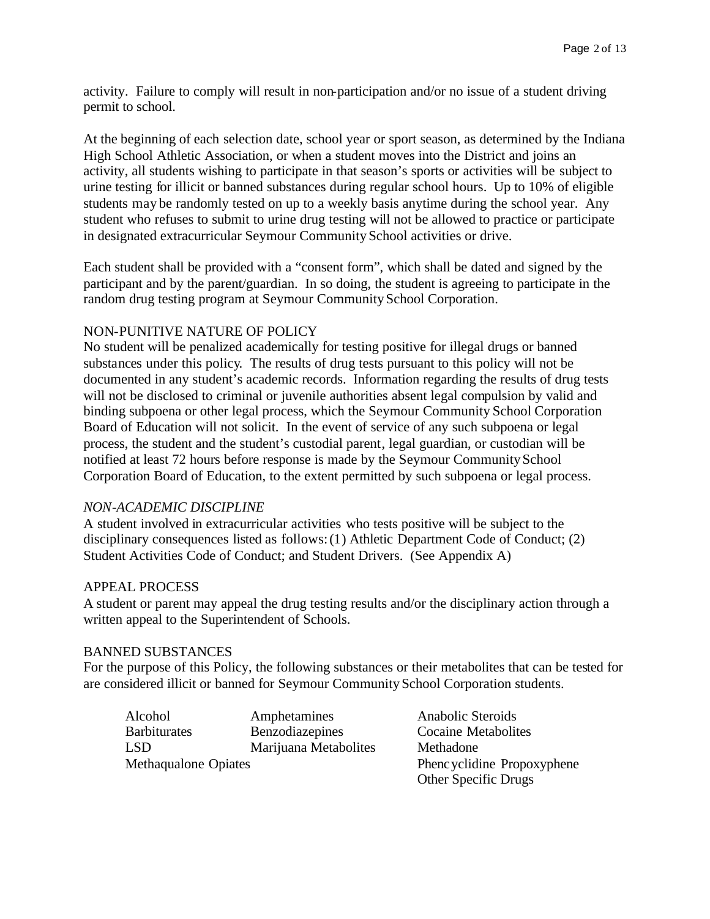activity. Failure to comply will result in non-participation and/or no issue of a student driving permit to school.

At the beginning of each selection date, school year or sport season, as determined by the Indiana High School Athletic Association, or when a student moves into the District and joins an activity, all students wishing to participate in that season's sports or activities will be subject to urine testing for illicit or banned substances during regular school hours. Up to 10% of eligible students may be randomly tested on up to a weekly basis anytime during the school year. Any student who refuses to submit to urine drug testing will not be allowed to practice or participate in designated extracurricular Seymour Community School activities or drive.

Each student shall be provided with a "consent form", which shall be dated and signed by the participant and by the parent/guardian. In so doing, the student is agreeing to participate in the random drug testing program at Seymour Community School Corporation.

## NON-PUNITIVE NATURE OF POLICY

No student will be penalized academically for testing positive for illegal drugs or banned substances under this policy. The results of drug tests pursuant to this policy will not be documented in any student's academic records. Information regarding the results of drug tests will not be disclosed to criminal or juvenile authorities absent legal compulsion by valid and binding subpoena or other legal process, which the Seymour Community School Corporation Board of Education will not solicit. In the event of service of any such subpoena or legal process, the student and the student's custodial parent, legal guardian, or custodian will be notified at least 72 hours before response is made by the Seymour Community School Corporation Board of Education, to the extent permitted by such subpoena or legal process.

### *NON-ACADEMIC DISCIPLINE*

A student involved in extracurricular activities who tests positive will be subject to the disciplinary consequences listed as follows: (1) Athletic Department Code of Conduct; (2) Student Activities Code of Conduct; and Student Drivers. (See Appendix A)

## APPEAL PROCESS

A student or parent may appeal the drug testing results and/or the disciplinary action through a written appeal to the Superintendent of Schools.

## BANNED SUBSTANCES

For the purpose of this Policy, the following substances or their metabolites that can be tested for are considered illicit or banned for Seymour Community School Corporation students.

| | | |
|---|---|---|
| Alcohol | Amphetamines | Anabolic Steroids |
| Barbiturates | Benzodiazepines | Cocaine Metabolites |
| LSD | Marijuana Metabolites | Methadone |
| Methaqualone Opiates | | Phencyclidine Propoxyphene |
| | | Other Specific Drugs |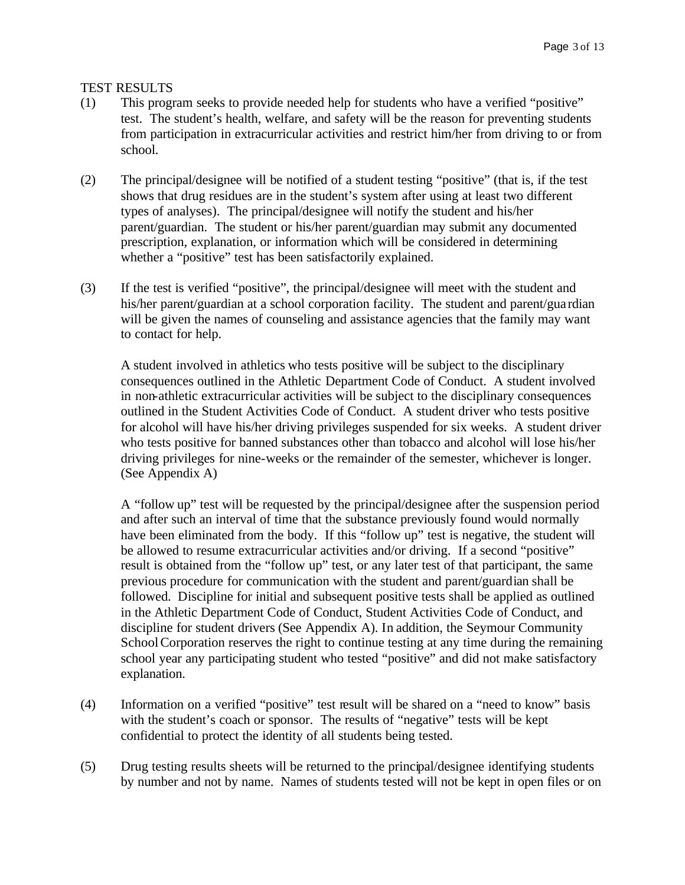TEST RESULTS

(1) This program seeks to provide needed help for students who have a verified "positive" test. The student's health, welfare, and safety will be the reason for preventing students from participation in extracurricular activities and restrict him/her from driving to or from school.

(2) The principal/designee will be notified of a student testing "positive" (that is, if the test shows that drug residues are in the student's system after using at least two different types of analyses). The principal/designee will notify the student and his/her parent/guardian. The student or his/her parent/guardian may submit any documented prescription, explanation, or information which will be considered in determining whether a "positive" test has been satisfactorily explained.

(3) If the test is verified "positive", the principal/designee will meet with the student and his/her parent/guardian at a school corporation facility. The student and parent/guardian will be given the names of counseling and assistance agencies that the family may want to contact for help.

A student involved in athletics who tests positive will be subject to the disciplinary consequences outlined in the Athletic Department Code of Conduct. A student involved in non-athletic extracurricular activities will be subject to the disciplinary consequences outlined in the Student Activities Code of Conduct. A student driver who tests positive for alcohol will have his/her driving privileges suspended for six weeks. A student driver who tests positive for banned substances other than tobacco and alcohol will lose his/her driving privileges for nine-weeks or the remainder of the semester, whichever is longer. (See Appendix A)

A "follow up" test will be requested by the principal/designee after the suspension period and after such an interval of time that the substance previously found would normally have been eliminated from the body. If this "follow up" test is negative, the student will be allowed to resume extracurricular activities and/or driving. If a second "positive" result is obtained from the "follow up" test, or any later test of that participant, the same previous procedure for communication with the student and parent/guardian shall be followed. Discipline for initial and subsequent positive tests shall be applied as outlined in the Athletic Department Code of Conduct, Student Activities Code of Conduct, and discipline for student drivers (See Appendix A). In addition, the Seymour Community School Corporation reserves the right to continue testing at any time during the remaining school year any participating student who tested "positive" and did not make satisfactory explanation.

(4) Information on a verified "positive" test result will be shared on a "need to know" basis with the student's coach or sponsor. The results of "negative" tests will be kept confidential to protect the identity of all students being tested.

(5) Drug testing results sheets will be returned to the principal/designee identifying students by number and not by name. Names of students tested will not be kept in open files or on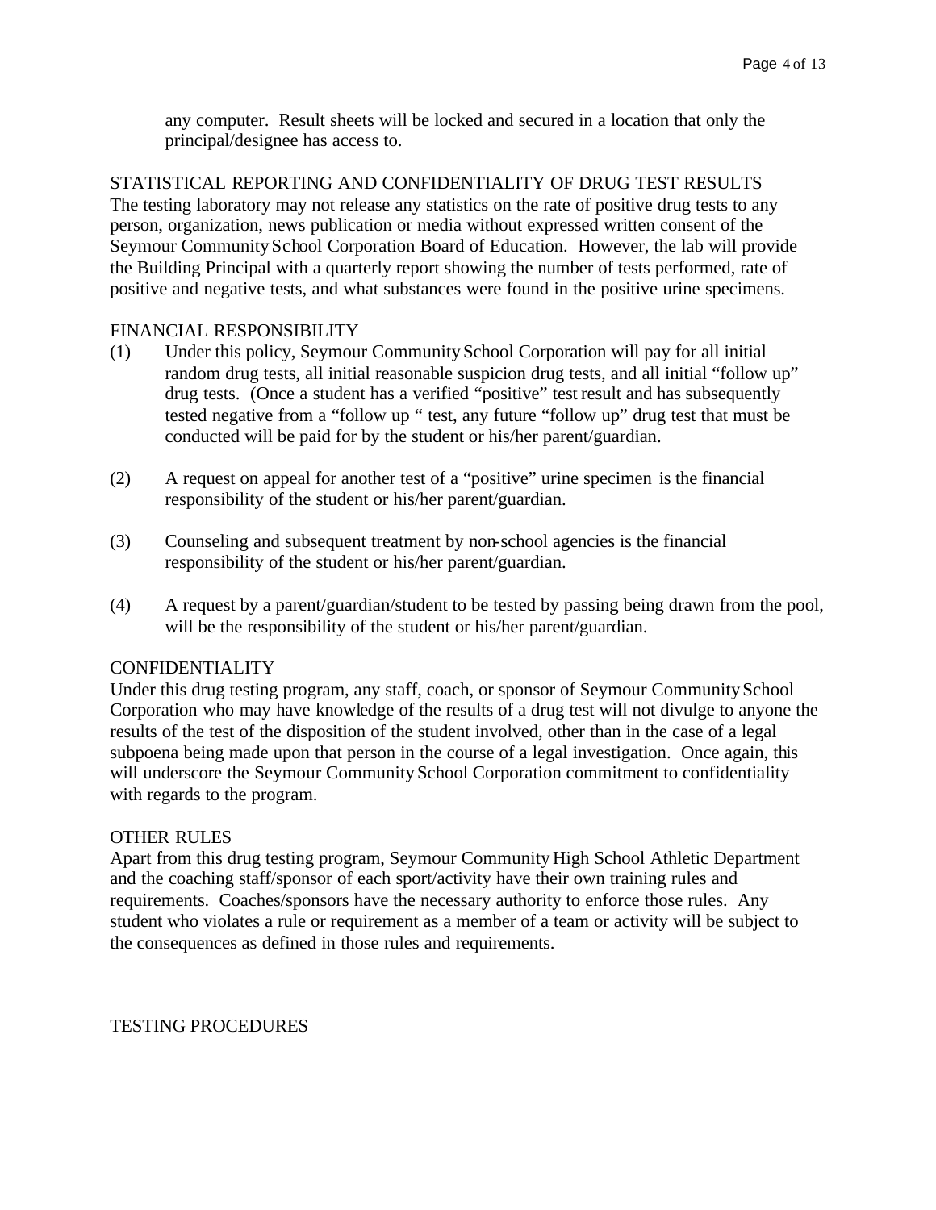any computer. Result sheets will be locked and secured in a location that only the principal/designee has access to.

## STATISTICAL REPORTING AND CONFIDENTIALITY OF DRUG TEST RESULTS

The testing laboratory may not release any statistics on the rate of positive drug tests to any person, organization, news publication or media without expressed written consent of the Seymour Community School Corporation Board of Education. However, the lab will provide the Building Principal with a quarterly report showing the number of tests performed, rate of positive and negative tests, and what substances were found in the positive urine specimens.

## FINANCIAL RESPONSIBILITY

(1) Under this policy, Seymour Community School Corporation will pay for all initial random drug tests, all initial reasonable suspicion drug tests, and all initial "follow up" drug tests. (Once a student has a verified "positive" test result and has subsequently tested negative from a "follow up " test, any future "follow up" drug test that must be conducted will be paid for by the student or his/her parent/guardian.

(2) A request on appeal for another test of a "positive" urine specimen is the financial responsibility of the student or his/her parent/guardian.

(3) Counseling and subsequent treatment by non-school agencies is the financial responsibility of the student or his/her parent/guardian.

(4) A request by a parent/guardian/student to be tested by passing being drawn from the pool, will be the responsibility of the student or his/her parent/guardian.

## CONFIDENTIALITY

Under this drug testing program, any staff, coach, or sponsor of Seymour Community School Corporation who may have knowledge of the results of a drug test will not divulge to anyone the results of the test of the disposition of the student involved, other than in the case of a legal subpoena being made upon that person in the course of a legal investigation. Once again, this will underscore the Seymour Community School Corporation commitment to confidentiality with regards to the program.

## OTHER RULES

Apart from this drug testing program, Seymour Community High School Athletic Department and the coaching staff/sponsor of each sport/activity have their own training rules and requirements. Coaches/sponsors have the necessary authority to enforce those rules. Any student who violates a rule or requirement as a member of a team or activity will be subject to the consequences as defined in those rules and requirements.

## TESTING PROCEDURES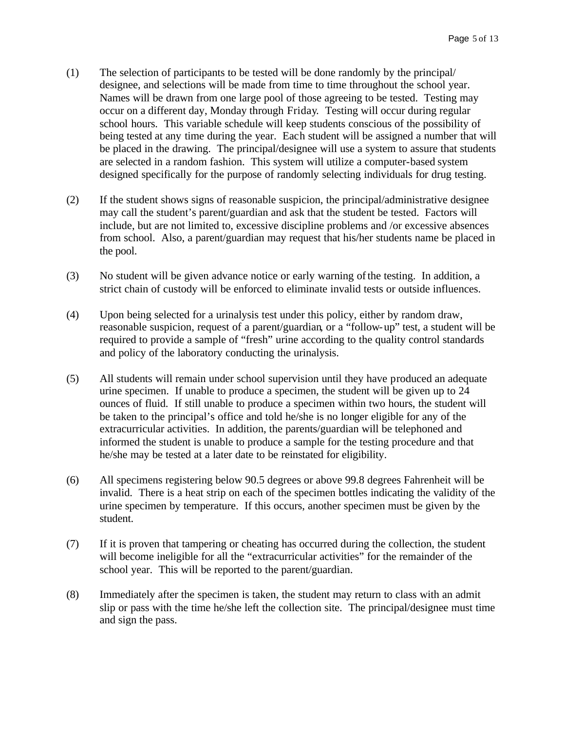(1) The selection of participants to be tested will be done randomly by the principal/ designee, and selections will be made from time to time throughout the school year. Names will be drawn from one large pool of those agreeing to be tested. Testing may occur on a different day, Monday through Friday. Testing will occur during regular school hours. This variable schedule will keep students conscious of the possibility of being tested at any time during the year. Each student will be assigned a number that will be placed in the drawing. The principal/designee will use a system to assure that students are selected in a random fashion. This system will utilize a computer-based system designed specifically for the purpose of randomly selecting individuals for drug testing.

(2) If the student shows signs of reasonable suspicion, the principal/administrative designee may call the student's parent/guardian and ask that the student be tested. Factors will include, but are not limited to, excessive discipline problems and /or excessive absences from school. Also, a parent/guardian may request that his/her students name be placed in the pool.

(3) No student will be given advance notice or early warning of the testing. In addition, a strict chain of custody will be enforced to eliminate invalid tests or outside influences.

(4) Upon being selected for a urinalysis test under this policy, either by random draw, reasonable suspicion, request of a parent/guardian, or a "follow-up" test, a student will be required to provide a sample of "fresh" urine according to the quality control standards and policy of the laboratory conducting the urinalysis.

(5) All students will remain under school supervision until they have produced an adequate urine specimen. If unable to produce a specimen, the student will be given up to 24 ounces of fluid. If still unable to produce a specimen within two hours, the student will be taken to the principal's office and told he/she is no longer eligible for any of the extracurricular activities. In addition, the parents/guardian will be telephoned and informed the student is unable to produce a sample for the testing procedure and that he/she may be tested at a later date to be reinstated for eligibility.

(6) All specimens registering below 90.5 degrees or above 99.8 degrees Fahrenheit will be invalid. There is a heat strip on each of the specimen bottles indicating the validity of the urine specimen by temperature. If this occurs, another specimen must be given by the student.

(7) If it is proven that tampering or cheating has occurred during the collection, the student will become ineligible for all the "extracurricular activities" for the remainder of the school year. This will be reported to the parent/guardian.

(8) Immediately after the specimen is taken, the student may return to class with an admit slip or pass with the time he/she left the collection site. The principal/designee must time and sign the pass.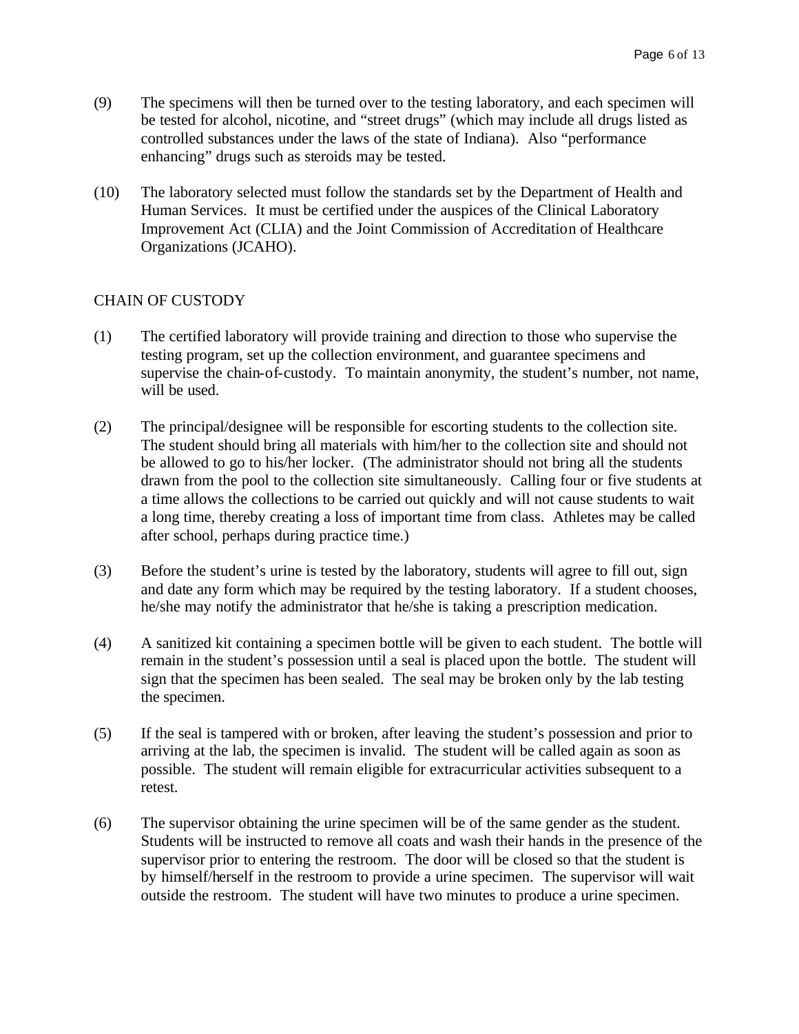(9) The specimens will then be turned over to the testing laboratory, and each specimen will be tested for alcohol, nicotine, and "street drugs" (which may include all drugs listed as controlled substances under the laws of the state of Indiana). Also "performance enhancing" drugs such as steroids may be tested.

(10) The laboratory selected must follow the standards set by the Department of Health and Human Services. It must be certified under the auspices of the Clinical Laboratory Improvement Act (CLIA) and the Joint Commission of Accreditation of Healthcare Organizations (JCAHO).

## CHAIN OF CUSTODY

(1) The certified laboratory will provide training and direction to those who supervise the testing program, set up the collection environment, and guarantee specimens and supervise the chain-of-custody. To maintain anonymity, the student's number, not name, will be used.

(2) The principal/designee will be responsible for escorting students to the collection site. The student should bring all materials with him/her to the collection site and should not be allowed to go to his/her locker. (The administrator should not bring all the students drawn from the pool to the collection site simultaneously. Calling four or five students at a time allows the collections to be carried out quickly and will not cause students to wait a long time, thereby creating a loss of important time from class. Athletes may be called after school, perhaps during practice time.)

(3) Before the student's urine is tested by the laboratory, students will agree to fill out, sign and date any form which may be required by the testing laboratory. If a student chooses, he/she may notify the administrator that he/she is taking a prescription medication.

(4) A sanitized kit containing a specimen bottle will be given to each student. The bottle will remain in the student's possession until a seal is placed upon the bottle. The student will sign that the specimen has been sealed. The seal may be broken only by the lab testing the specimen.

(5) If the seal is tampered with or broken, after leaving the student's possession and prior to arriving at the lab, the specimen is invalid. The student will be called again as soon as possible. The student will remain eligible for extracurricular activities subsequent to a retest.

(6) The supervisor obtaining the urine specimen will be of the same gender as the student. Students will be instructed to remove all coats and wash their hands in the presence of the supervisor prior to entering the restroom. The door will be closed so that the student is by himself/herself in the restroom to provide a urine specimen. The supervisor will wait outside the restroom. The student will have two minutes to produce a urine specimen.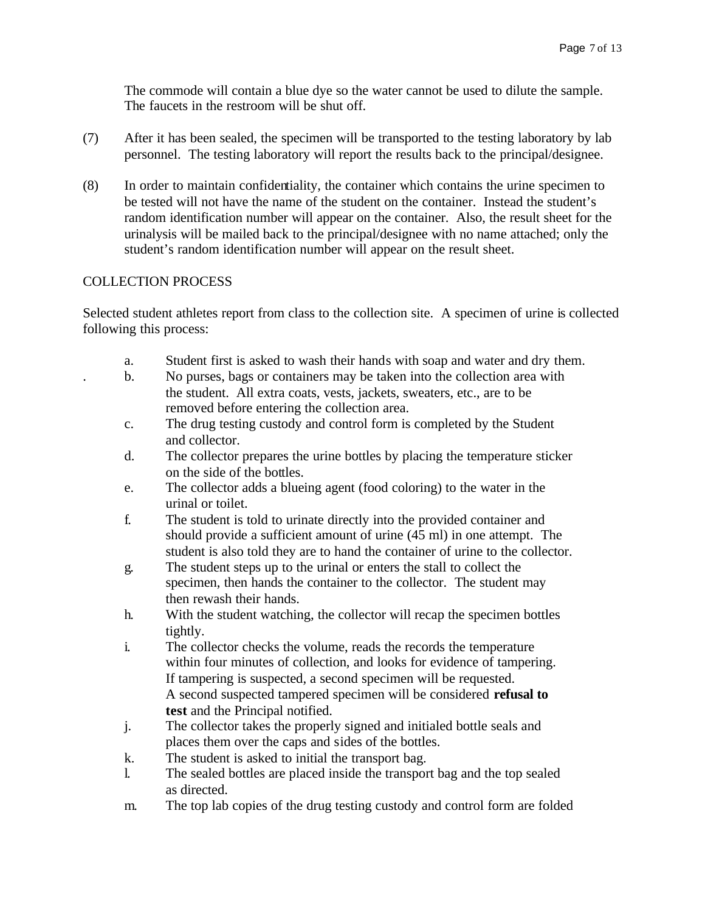The commode will contain a blue dye so the water cannot be used to dilute the sample. The faucets in the restroom will be shut off.

(7) After it has been sealed, the specimen will be transported to the testing laboratory by lab personnel. The testing laboratory will report the results back to the principal/designee.

(8) In order to maintain confidentiality, the container which contains the urine specimen to be tested will not have the name of the student on the container. Instead the student's random identification number will appear on the container. Also, the result sheet for the urinalysis will be mailed back to the principal/designee with no name attached; only the student's random identification number will appear on the result sheet.

COLLECTION PROCESS

Selected student athletes report from class to the collection site. A specimen of urine is collected following this process:

a. Student first is asked to wash their hands with soap and water and dry them.
b. No purses, bags or containers may be taken into the collection area with the student. All extra coats, vests, jackets, sweaters, etc., are to be removed before entering the collection area.
c. The drug testing custody and control form is completed by the Student and collector.
d. The collector prepares the urine bottles by placing the temperature sticker on the side of the bottles.
e. The collector adds a blueing agent (food coloring) to the water in the urinal or toilet.
f. The student is told to urinate directly into the provided container and should provide a sufficient amount of urine (45 ml) in one attempt. The student is also told they are to hand the container of urine to the collector.
g. The student steps up to the urinal or enters the stall to collect the specimen, then hands the container to the collector. The student may then rewash their hands.
h. With the student watching, the collector will recap the specimen bottles tightly.
i. The collector checks the volume, reads the records the temperature within four minutes of collection, and looks for evidence of tampering. If tampering is suspected, a second specimen will be requested. A second suspected tampered specimen will be considered **refusal to test** and the Principal notified.
j. The collector takes the properly signed and initialed bottle seals and places them over the caps and sides of the bottles.
k. The student is asked to initial the transport bag.
l. The sealed bottles are placed inside the transport bag and the top sealed as directed.
m. The top lab copies of the drug testing custody and control form are folded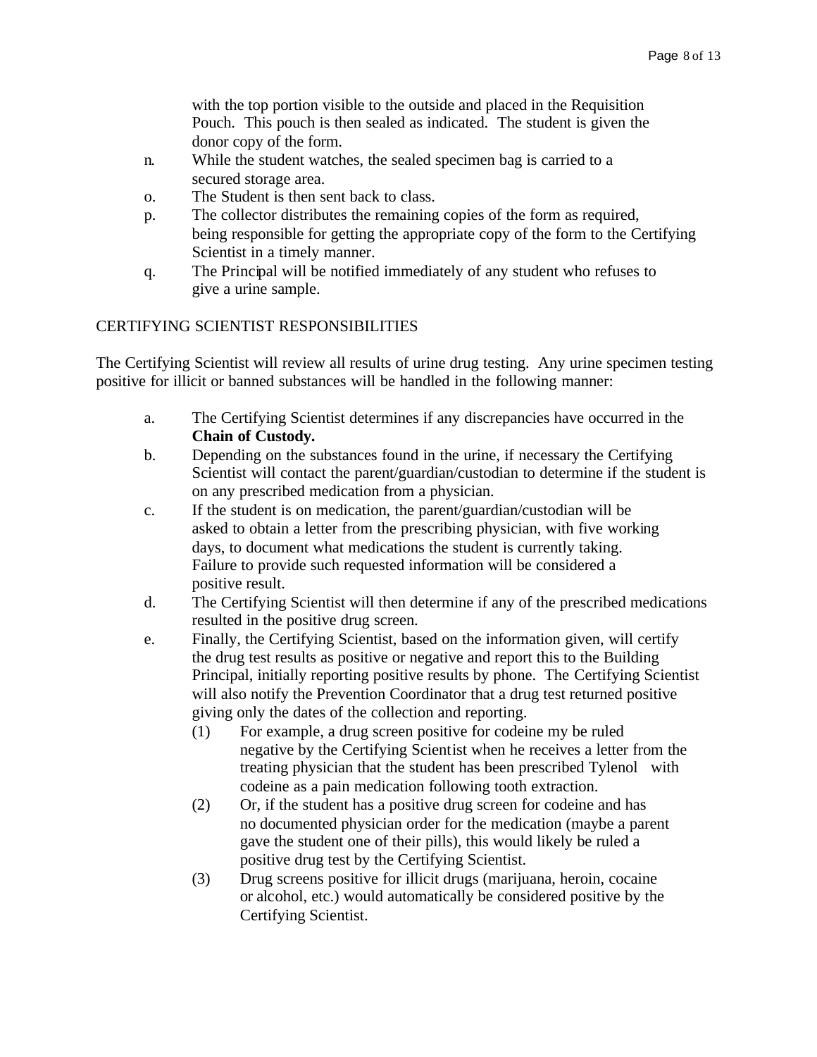with the top portion visible to the outside and placed in the Requisition Pouch. This pouch is then sealed as indicated. The student is given the donor copy of the form.

n. While the student watches, the sealed specimen bag is carried to a secured storage area.

o. The Student is then sent back to class.

p. The collector distributes the remaining copies of the form as required, being responsible for getting the appropriate copy of the form to the Certifying Scientist in a timely manner.

q. The Principal will be notified immediately of any student who refuses to give a urine sample.

CERTIFYING SCIENTIST RESPONSIBILITIES

The Certifying Scientist will review all results of urine drug testing. Any urine specimen testing positive for illicit or banned substances will be handled in the following manner:

a. The Certifying Scientist determines if any discrepancies have occurred in the **Chain of Custody.**

b. Depending on the substances found in the urine, if necessary the Certifying Scientist will contact the parent/guardian/custodian to determine if the student is on any prescribed medication from a physician.

c. If the student is on medication, the parent/guardian/custodian will be asked to obtain a letter from the prescribing physician, with five working days, to document what medications the student is currently taking. Failure to provide such requested information will be considered a positive result.

d. The Certifying Scientist will then determine if any of the prescribed medications resulted in the positive drug screen.

e. Finally, the Certifying Scientist, based on the information given, will certify the drug test results as positive or negative and report this to the Building Principal, initially reporting positive results by phone. The Certifying Scientist will also notify the Prevention Coordinator that a drug test returned positive giving only the dates of the collection and reporting.

   (1) For example, a drug screen positive for codeine my be ruled negative by the Certifying Scientist when he receives a letter from the treating physician that the student has been prescribed Tylenol with codeine as a pain medication following tooth extraction.

   (2) Or, if the student has a positive drug screen for codeine and has no documented physician order for the medication (maybe a parent gave the student one of their pills), this would likely be ruled a positive drug test by the Certifying Scientist.

   (3) Drug screens positive for illicit drugs (marijuana, heroin, cocaine or alcohol, etc.) would automatically be considered positive by the Certifying Scientist.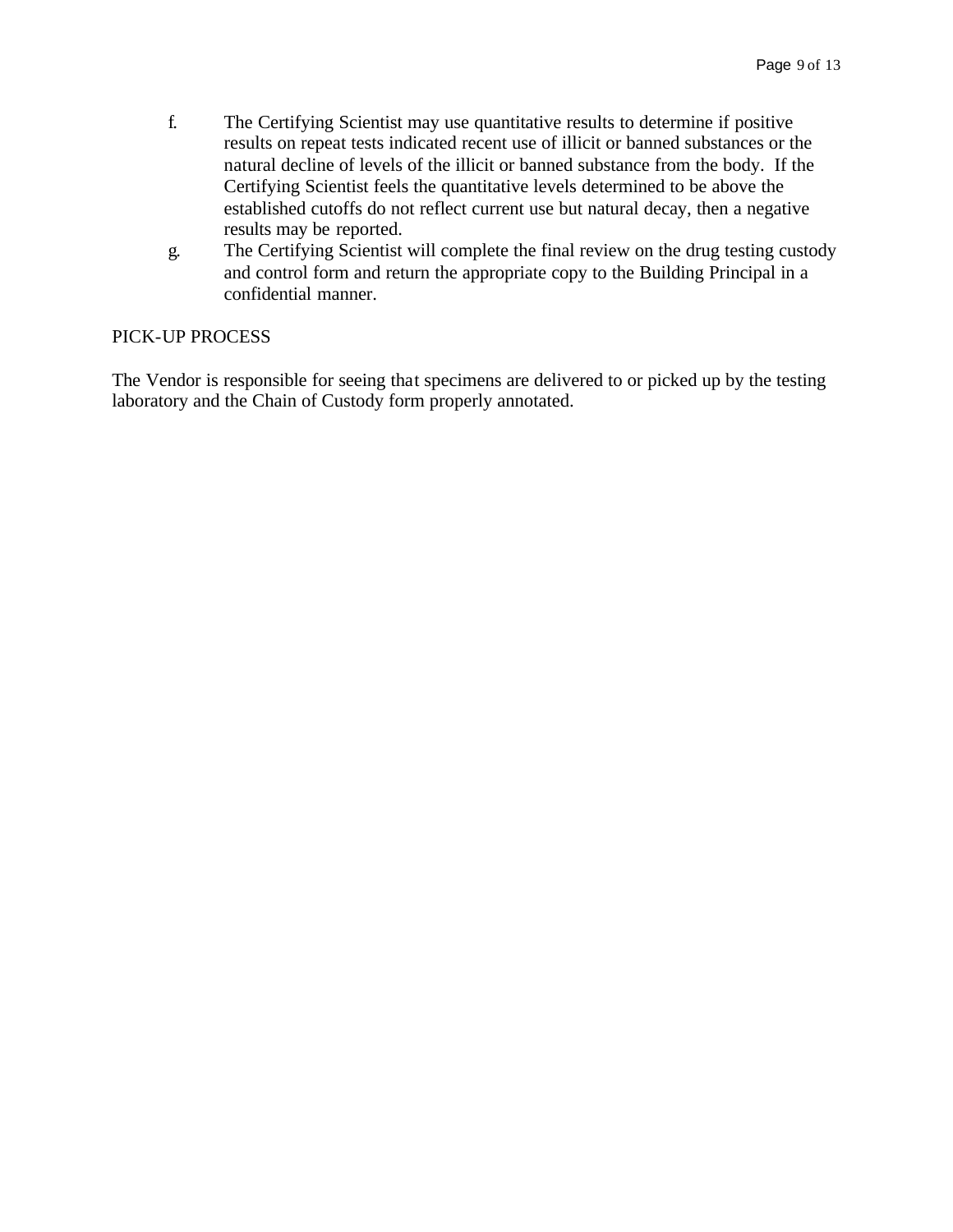f. The Certifying Scientist may use quantitative results to determine if positive results on repeat tests indicated recent use of illicit or banned substances or the natural decline of levels of the illicit or banned substance from the body. If the Certifying Scientist feels the quantitative levels determined to be above the established cutoffs do not reflect current use but natural decay, then a negative results may be reported.

g. The Certifying Scientist will complete the final review on the drug testing custody and control form and return the appropriate copy to the Building Principal in a confidential manner.

PICK-UP PROCESS

The Vendor is responsible for seeing that specimens are delivered to or picked up by the testing laboratory and the Chain of Custody form properly annotated.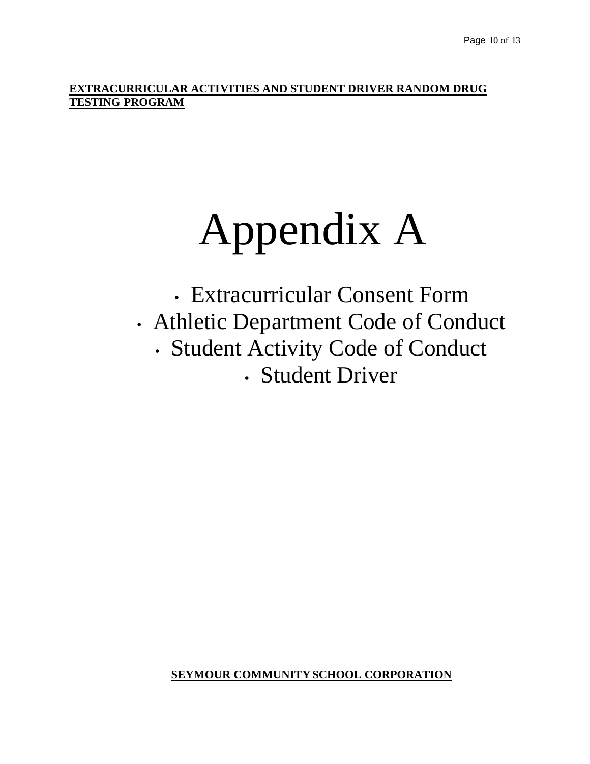# Appendix A

- Extracurricular Consent Form
- Athletic Department Code of Conduct
- Student Activity Code of Conduct
- Student Driver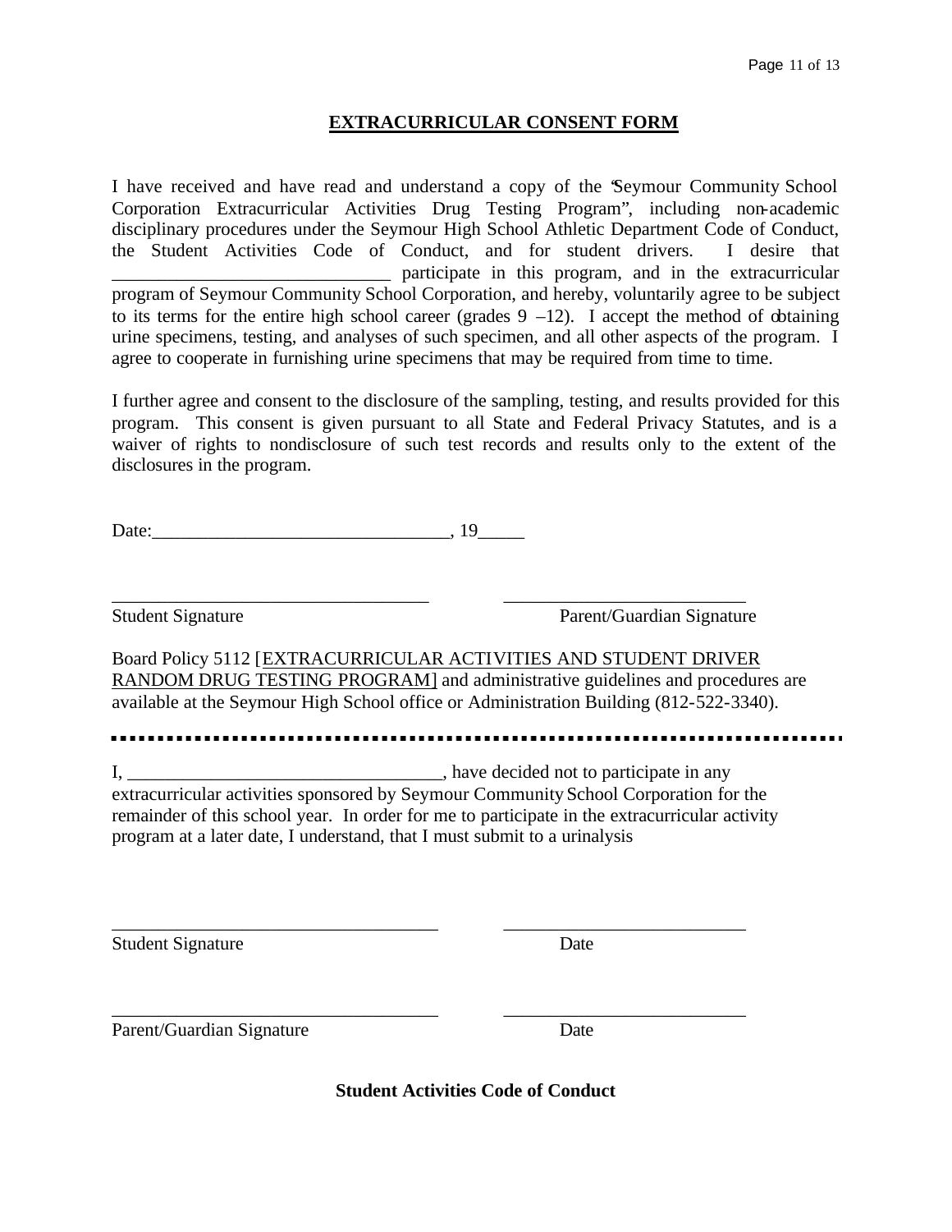## EXTRACURRICULAR CONSENT FORM

I have received and have read and understand a copy of the "Seymour Community School Corporation Extracurricular Activities Drug Testing Program", including non-academic disciplinary procedures under the Seymour High School Athletic Department Code of Conduct, the Student Activities Code of Conduct, and for student drivers. I desire that ______________________________ participate in this program, and in the extracurricular program of Seymour Community School Corporation, and hereby, voluntarily agree to be subject to its terms for the entire high school career (grades 9 –12). I accept the method of obtaining urine specimens, testing, and analyses of such specimen, and all other aspects of the program. I agree to cooperate in furnishing urine specimens that may be required from time to time.

I further agree and consent to the disclosure of the sampling, testing, and results provided for this program. This consent is given pursuant to all State and Federal Privacy Statutes, and is a waiver of rights to nondisclosure of such test records and results only to the extent of the disclosures in the program.

Date:________________________________, 19_____

__________________________________ __________________________

Student Signature Parent/Guardian Signature

Board Policy 5112 [EXTRACURRICULAR ACTIVITIES AND STUDENT DRIVER RANDOM DRUG TESTING PROGRAM] and administrative guidelines and procedures are available at the Seymour High School office or Administration Building (812-522-3340).

---

I, _________________________________, have decided not to participate in any extracurricular activities sponsored by Seymour Community School Corporation for the remainder of this school year. In order for me to participate in the extracurricular activity program at a later date, I understand, that I must submit to a urinalysis

__________________________________ __________________________

Student Signature Date

__________________________________ __________________________

Parent/Guardian Signature Date

**Student Activities Code of Conduct**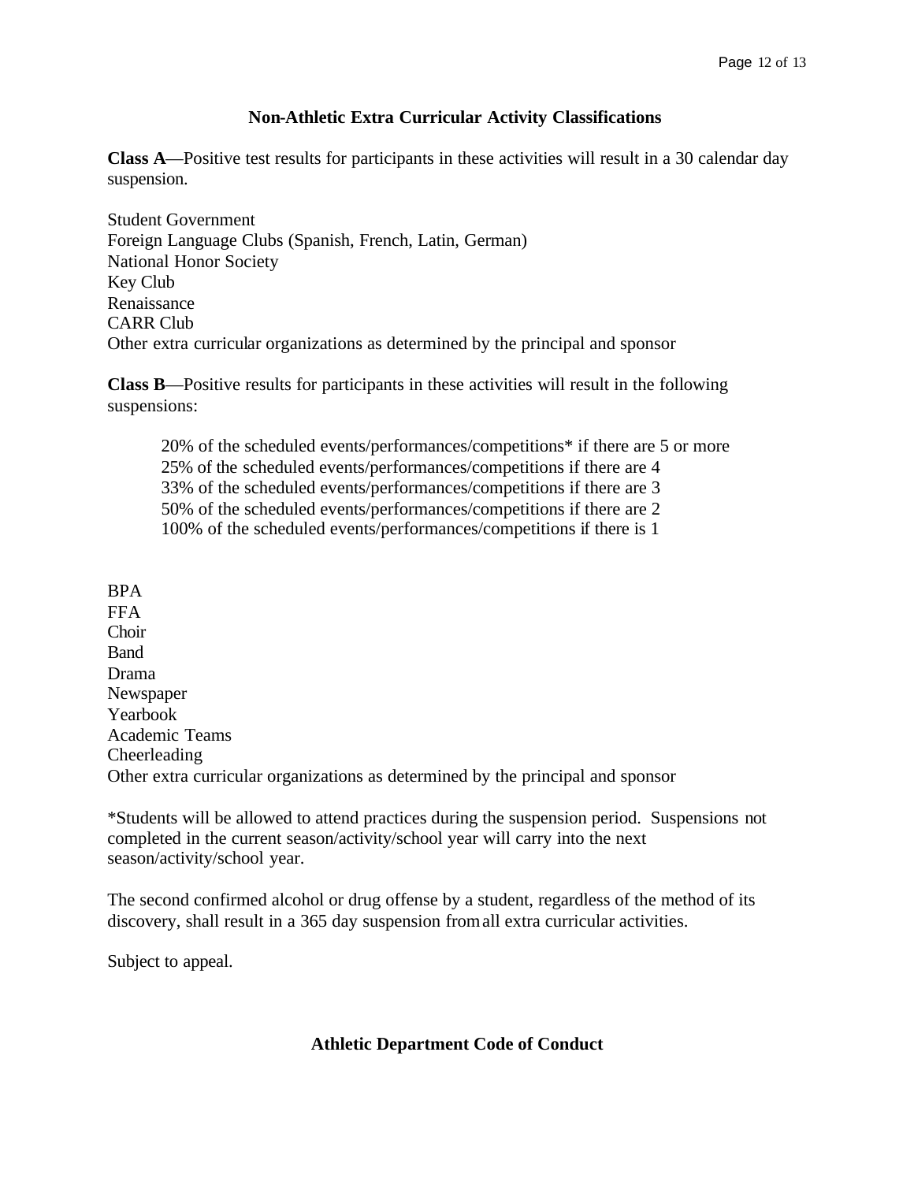## Non-Athletic Extra Curricular Activity Classifications

**Class A**—Positive test results for participants in these activities will result in a 30 calendar day suspension.

Student Government
Foreign Language Clubs (Spanish, French, Latin, German)
National Honor Society
Key Club
Renaissance
CARR Club
Other extra curricular organizations as determined by the principal and sponsor

**Class B**—Positive results for participants in these activities will result in the following suspensions:

> 20% of the scheduled events/performances/competitions* if there are 5 or more
> 25% of the scheduled events/performances/competitions if there are 4
> 33% of the scheduled events/performances/competitions if there are 3
> 50% of the scheduled events/performances/competitions if there are 2
> 100% of the scheduled events/performances/competitions if there is 1

BPA
FFA
Choir
Band
Drama
Newspaper
Yearbook
Academic Teams
Cheerleading
Other extra curricular organizations as determined by the principal and sponsor

*Students will be allowed to attend practices during the suspension period. Suspensions not completed in the current season/activity/school year will carry into the next season/activity/school year.

The second confirmed alcohol or drug offense by a student, regardless of the method of its discovery, shall result in a 365 day suspension from all extra curricular activities.

Subject to appeal.

## Athletic Department Code of Conduct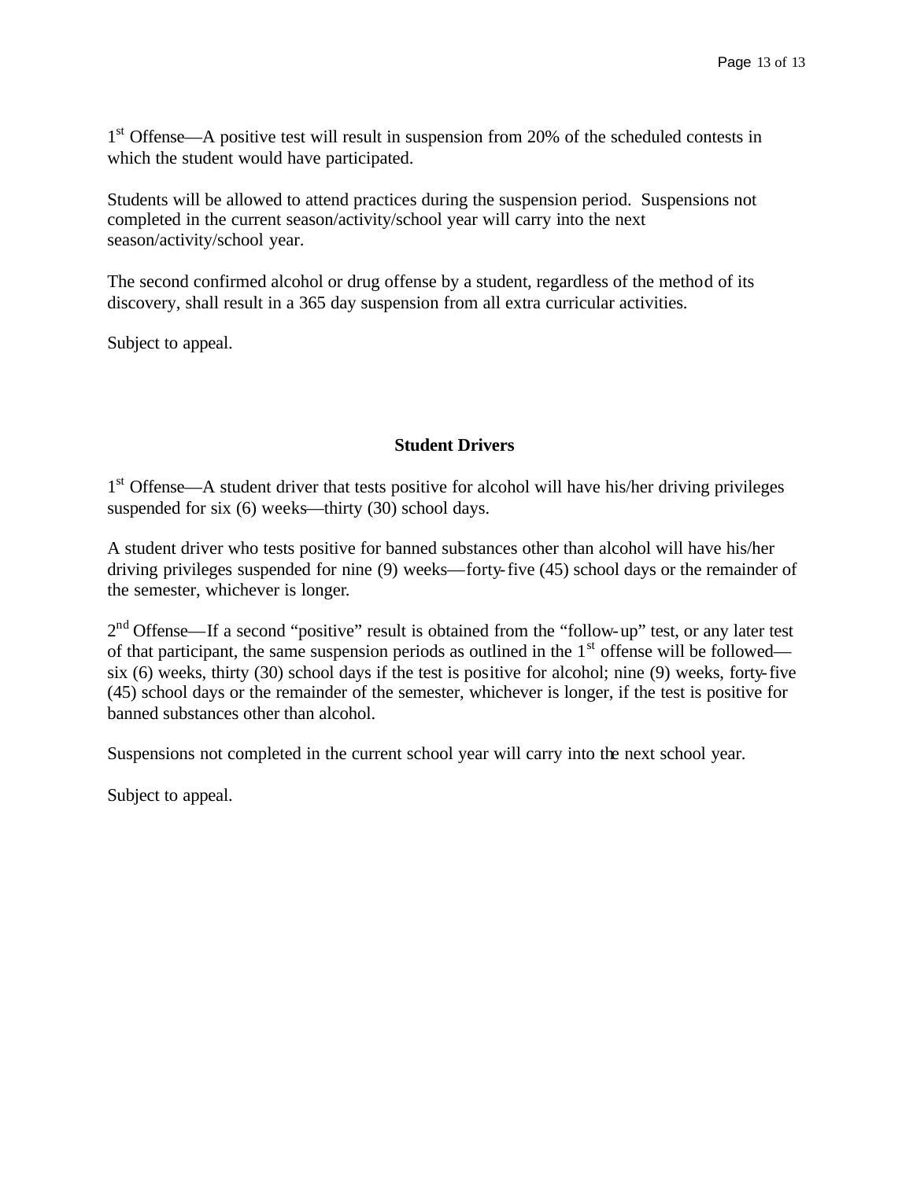1st Offense—A positive test will result in suspension from 20% of the scheduled contests in which the student would have participated.

Students will be allowed to attend practices during the suspension period. Suspensions not completed in the current season/activity/school year will carry into the next season/activity/school year.

The second confirmed alcohol or drug offense by a student, regardless of the method of its discovery, shall result in a 365 day suspension from all extra curricular activities.

Subject to appeal.

## Student Drivers

1st Offense—A student driver that tests positive for alcohol will have his/her driving privileges suspended for six (6) weeks—thirty (30) school days.

A student driver who tests positive for banned substances other than alcohol will have his/her driving privileges suspended for nine (9) weeks—forty-five (45) school days or the remainder of the semester, whichever is longer.

2nd Offense—If a second "positive" result is obtained from the "follow-up" test, or any later test of that participant, the same suspension periods as outlined in the 1st offense will be followed—six (6) weeks, thirty (30) school days if the test is positive for alcohol; nine (9) weeks, forty-five (45) school days or the remainder of the semester, whichever is longer, if the test is positive for banned substances other than alcohol.

Suspensions not completed in the current school year will carry into the next school year.

Subject to appeal.